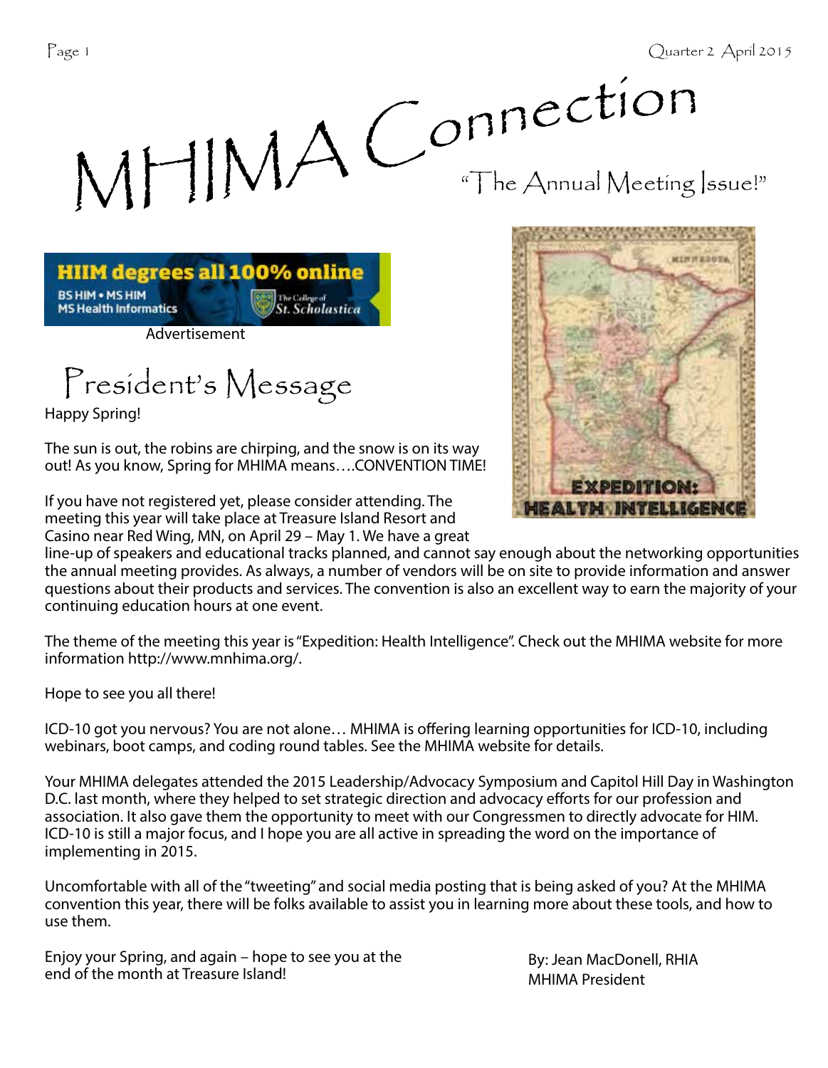# MHIMA Connection

"The Annual Meeting Issue!"

HIIM degrees all 100% online
BS HIM • MS HIM
MS Health Informatics
The College of St. Scholastica

Advertisement

EXPEDITION: HEALTH INTELLIGENCE

## President's Message

Happy Spring!

The sun is out, the robins are chirping, and the snow is on its way out! As you know, Spring for MHIMA means….CONVENTION TIME!

If you have not registered yet, please consider attending. The meeting this year will take place at Treasure Island Resort and Casino near Red Wing, MN, on April 29 – May 1. We have a great line-up of speakers and educational tracks planned, and cannot say enough about the networking opportunities the annual meeting provides. As always, a number of vendors will be on site to provide information and answer questions about their products and services. The convention is also an excellent way to earn the majority of your continuing education hours at one event.

The theme of the meeting this year is "Expedition: Health Intelligence". Check out the MHIMA website for more information http://www.mnhima.org/.

Hope to see you all there!

ICD-10 got you nervous? You are not alone… MHIMA is offering learning opportunities for ICD-10, including webinars, boot camps, and coding round tables. See the MHIMA website for details.

Your MHIMA delegates attended the 2015 Leadership/Advocacy Symposium and Capitol Hill Day in Washington D.C. last month, where they helped to set strategic direction and advocacy efforts for our profession and association. It also gave them the opportunity to meet with our Congressmen to directly advocate for HIM. ICD-10 is still a major focus, and I hope you are all active in spreading the word on the importance of implementing in 2015.

Uncomfortable with all of the "tweeting" and social media posting that is being asked of you? At the MHIMA convention this year, there will be folks available to assist you in learning more about these tools, and how to use them.

Enjoy your Spring, and again – hope to see you at the end of the month at Treasure Island!

By: Jean MacDonell, RHIA
MHIMA President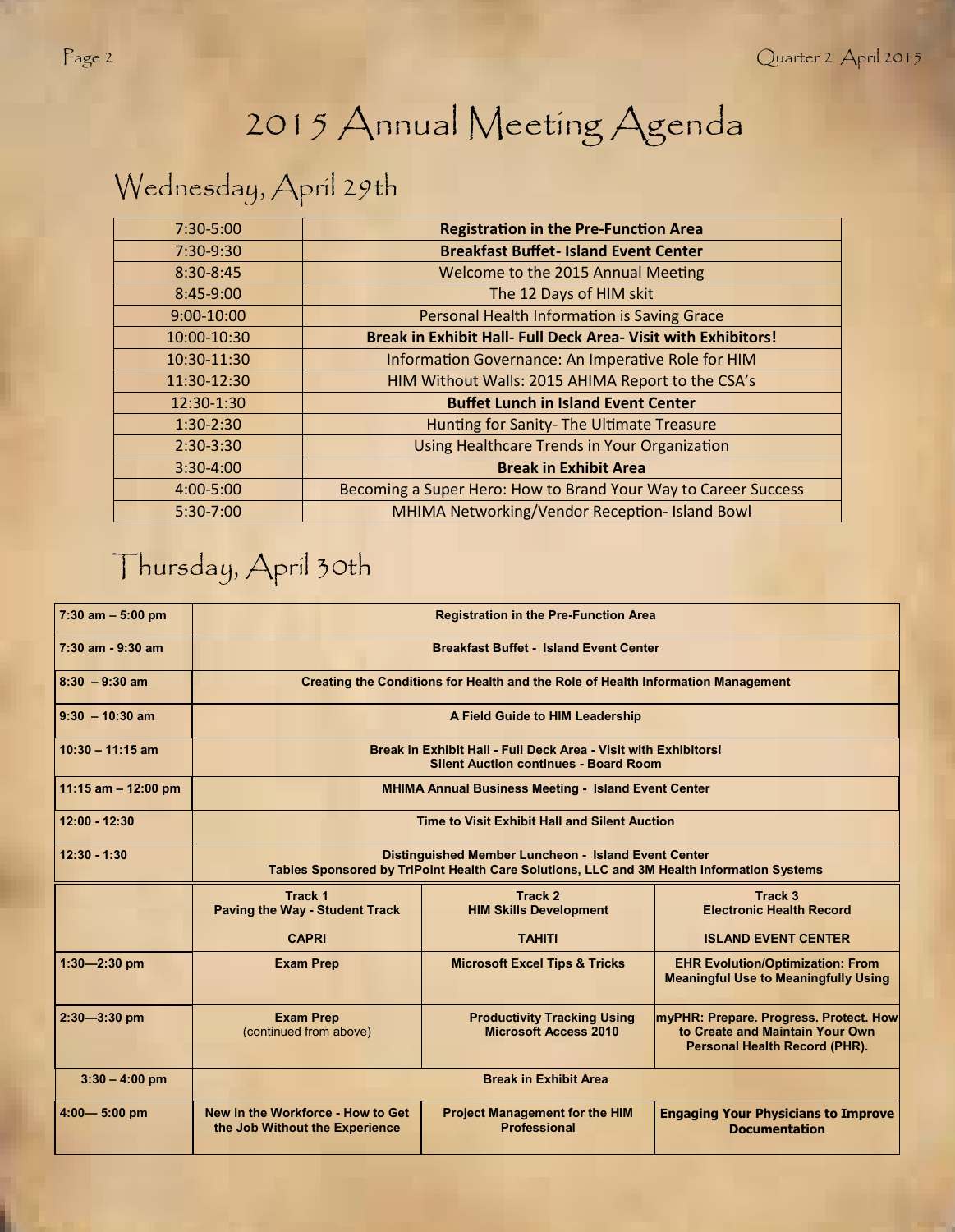# 2015 Annual Meeting Agenda

## Wednesday, April 29th

| | |
|---|---|
| 7:30-5:00 | **Registration in the Pre-Function Area** |
| 7:30-9:30 | **Breakfast Buffet- Island Event Center** |
| 8:30-8:45 | Welcome to the 2015 Annual Meeting |
| 8:45-9:00 | The 12 Days of HIM skit |
| 9:00-10:00 | Personal Health Information is Saving Grace |
| 10:00-10:30 | **Break in Exhibit Hall- Full Deck Area- Visit with Exhibitors!** |
| 10:30-11:30 | Information Governance: An Imperative Role for HIM |
| 11:30-12:30 | HIM Without Walls: 2015 AHIMA Report to the CSA's |
| 12:30-1:30 | **Buffet Lunch in Island Event Center** |
| 1:30-2:30 | Hunting for Sanity- The Ultimate Treasure |
| 2:30-3:30 | Using Healthcare Trends in Your Organization |
| 3:30-4:00 | **Break in Exhibit Area** |
| 4:00-5:00 | Becoming a Super Hero: How to Brand Your Way to Career Success |
| 5:30-7:00 | MHIMA Networking/Vendor Reception- Island Bowl |

## Thursday, April 30th

| | | | |
|---|---|---|---|
| **7:30 am – 5:00 pm** | **Registration in the Pre-Function Area** | | |
| **7:30 am - 9:30 am** | **Breakfast Buffet - Island Event Center** | | |
| **8:30 – 9:30 am** | **Creating the Conditions for Health and the Role of Health Information Management** | | |
| **9:30 – 10:30 am** | **A Field Guide to HIM Leadership** | | |
| **10:30 – 11:15 am** | **Break in Exhibit Hall - Full Deck Area - Visit with Exhibitors!** **Silent Auction continues - Board Room** | | |
| **11:15 am – 12:00 pm** | **MHIMA Annual Business Meeting - Island Event Center** | | |
| **12:00 - 12:30** | **Time to Visit Exhibit Hall and Silent Auction** | | |
| **12:30 - 1:30** | **Distinguished Member Luncheon - Island Event Center** **Tables Sponsored by TriPoint Health Care Solutions, LLC and 3M Health Information Systems** | | |
| | **Track 1** **Paving the Way - Student Track** **CAPRI** | **Track 2** **HIM Skills Development** **TAHITI** | **Track 3** **Electronic Health Record** **ISLAND EVENT CENTER** |
| **1:30—2:30 pm** | **Exam Prep** | **Microsoft Excel Tips & Tricks** | **EHR Evolution/Optimization: From Meaningful Use to Meaningfully Using** |
| **2:30—3:30 pm** | **Exam Prep** (continued from above) | **Productivity Tracking Using Microsoft Access 2010** | **myPHR: Prepare. Progress. Protect. How to Create and Maintain Your Own Personal Health Record (PHR).** |
| **3:30 – 4:00 pm** | **Break in Exhibit Area** | | |
| **4:00— 5:00 pm** | **New in the Workforce - How to Get the Job Without the Experience** | **Project Management for the HIM Professional** | **Engaging Your Physicians to Improve Documentation** |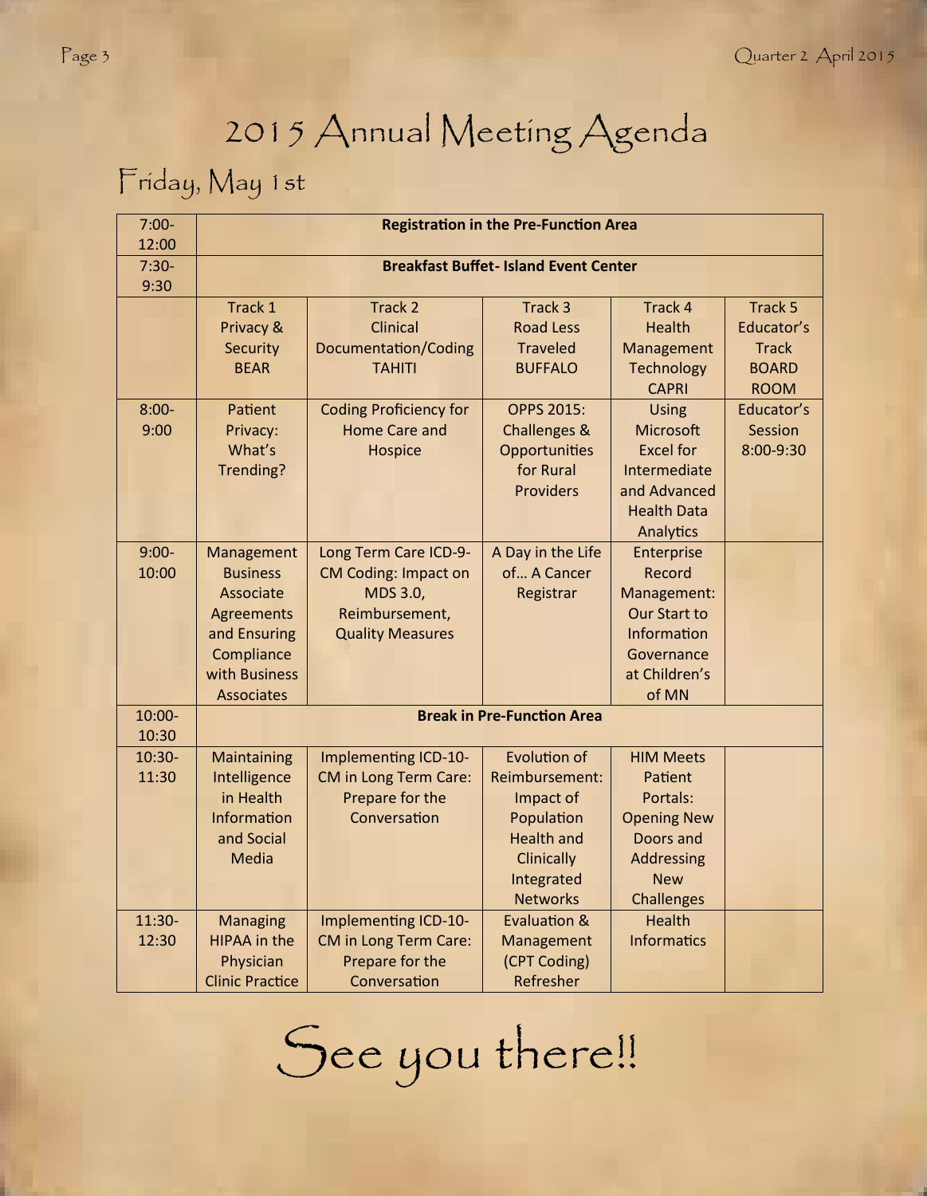# 2015 Annual Meeting Agenda

## Friday, May 1st

| | | | | | |
|---|---|---|---|---|---|
| 7:00-12:00 | **Registration in the Pre-Function Area** | | | | |
| 7:30-9:30 | **Breakfast Buffet- Island Event Center** | | | | |
| | Track 1 Privacy & Security BEAR | Track 2 Clinical Documentation/Coding TAHITI | Track 3 Road Less Traveled BUFFALO | Track 4 Health Management Technology CAPRI | Track 5 Educator's Track BOARD ROOM |
| 8:00-9:00 | Patient Privacy: What's Trending? | Coding Proficiency for Home Care and Hospice | OPPS 2015: Challenges & Opportunities for Rural Providers | Using Microsoft Excel for Intermediate and Advanced Health Data Analytics | Educator's Session 8:00-9:30 |
| 9:00-10:00 | Management Business Associate Agreements and Ensuring Compliance with Business Associates | Long Term Care ICD-9-CM Coding: Impact on MDS 3.0, Reimbursement, Quality Measures | A Day in the Life of… A Cancer Registrar | Enterprise Record Management: Our Start to Information Governance at Children's of MN | |
| 10:00-10:30 | **Break in Pre-Function Area** | | | | |
| 10:30-11:30 | Maintaining Intelligence in Health Information and Social Media | Implementing ICD-10-CM in Long Term Care: Prepare for the Conversation | Evolution of Reimbursement: Impact of Population Health and Clinically Integrated Networks | HIM Meets Patient Portals: Opening New Doors and Addressing New Challenges | |
| 11:30-12:30 | Managing HIPAA in the Physician Clinic Practice | Implementing ICD-10-CM in Long Term Care: Prepare for the Conversation | Evaluation & Management (CPT Coding) Refresher | Health Informatics | |

# See you there!!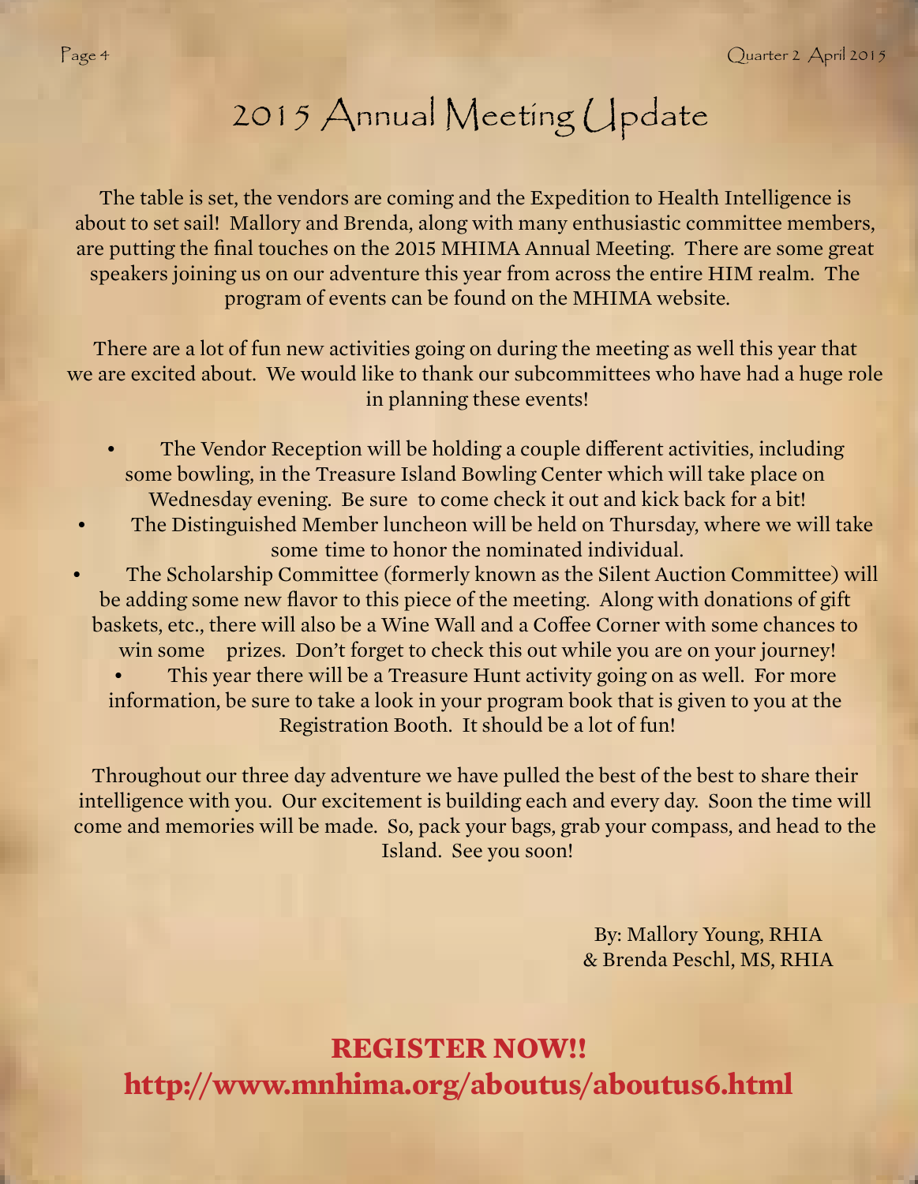# 2015 Annual Meeting Update

The table is set, the vendors are coming and the Expedition to Health Intelligence is about to set sail! Mallory and Brenda, along with many enthusiastic committee members, are putting the final touches on the 2015 MHIMA Annual Meeting. There are some great speakers joining us on our adventure this year from across the entire HIM realm. The program of events can be found on the MHIMA website.

There are a lot of fun new activities going on during the meeting as well this year that we are excited about. We would like to thank our subcommittees who have had a huge role in planning these events!

- The Vendor Reception will be holding a couple different activities, including some bowling, in the Treasure Island Bowling Center which will take place on Wednesday evening. Be sure to come check it out and kick back for a bit!
- The Distinguished Member luncheon will be held on Thursday, where we will take some time to honor the nominated individual.
- The Scholarship Committee (formerly known as the Silent Auction Committee) will be adding some new flavor to this piece of the meeting. Along with donations of gift baskets, etc., there will also be a Wine Wall and a Coffee Corner with some chances to win some prizes. Don't forget to check this out while you are on your journey!
- This year there will be a Treasure Hunt activity going on as well. For more information, be sure to take a look in your program book that is given to you at the Registration Booth. It should be a lot of fun!

Throughout our three day adventure we have pulled the best of the best to share their intelligence with you. Our excitement is building each and every day. Soon the time will come and memories will be made. So, pack your bags, grab your compass, and head to the Island. See you soon!

By: Mallory Young, RHIA
& Brenda Peschl, MS, RHIA

**REGISTER NOW!!**

**http://www.mnhima.org/aboutus/aboutus6.html**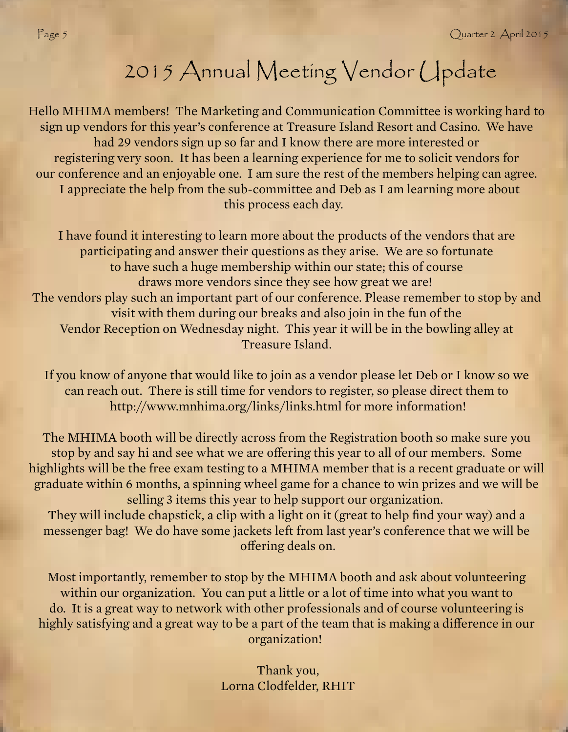# 2015 Annual Meeting Vendor Update

Hello MHIMA members! The Marketing and Communication Committee is working hard to sign up vendors for this year's conference at Treasure Island Resort and Casino. We have had 29 vendors sign up so far and I know there are more interested or registering very soon. It has been a learning experience for me to solicit vendors for our conference and an enjoyable one. I am sure the rest of the members helping can agree. I appreciate the help from the sub-committee and Deb as I am learning more about this process each day.

I have found it interesting to learn more about the products of the vendors that are participating and answer their questions as they arise. We are so fortunate to have such a huge membership within our state; this of course draws more vendors since they see how great we are! The vendors play such an important part of our conference. Please remember to stop by and visit with them during our breaks and also join in the fun of the Vendor Reception on Wednesday night. This year it will be in the bowling alley at Treasure Island.

If you know of anyone that would like to join as a vendor please let Deb or I know so we can reach out. There is still time for vendors to register, so please direct them to http://www.mnhima.org/links/links.html for more information!

The MHIMA booth will be directly across from the Registration booth so make sure you stop by and say hi and see what we are offering this year to all of our members. Some highlights will be the free exam testing to a MHIMA member that is a recent graduate or will graduate within 6 months, a spinning wheel game for a chance to win prizes and we will be selling 3 items this year to help support our organization. They will include chapstick, a clip with a light on it (great to help find your way) and a messenger bag! We do have some jackets left from last year's conference that we will be offering deals on.

Most importantly, remember to stop by the MHIMA booth and ask about volunteering within our organization. You can put a little or a lot of time into what you want to do. It is a great way to network with other professionals and of course volunteering is highly satisfying and a great way to be a part of the team that is making a difference in our organization!

Thank you,
Lorna Clodfelder, RHIT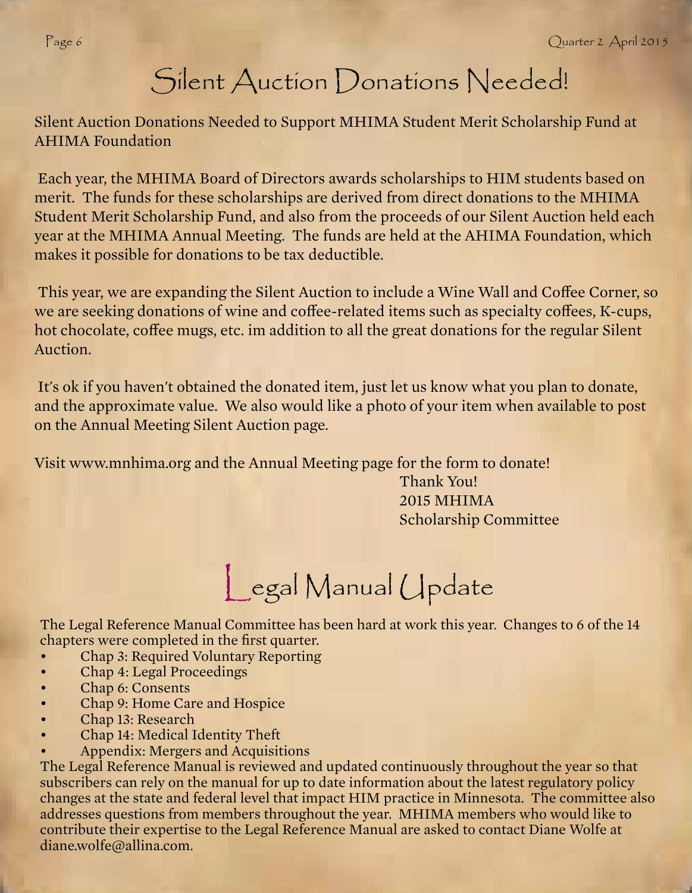# Silent Auction Donations Needed!

Silent Auction Donations Needed to Support MHIMA Student Merit Scholarship Fund at AHIMA Foundation

Each year, the MHIMA Board of Directors awards scholarships to HIM students based on merit. The funds for these scholarships are derived from direct donations to the MHIMA Student Merit Scholarship Fund, and also from the proceeds of our Silent Auction held each year at the MHIMA Annual Meeting. The funds are held at the AHIMA Foundation, which makes it possible for donations to be tax deductible.

This year, we are expanding the Silent Auction to include a Wine Wall and Coffee Corner, so we are seeking donations of wine and coffee-related items such as specialty coffees, K-cups, hot chocolate, coffee mugs, etc. im addition to all the great donations for the regular Silent Auction.

It's ok if you haven't obtained the donated item, just let us know what you plan to donate, and the approximate value. We also would like a photo of your item when available to post on the Annual Meeting Silent Auction page.

Visit www.mnhima.org and the Annual Meeting page for the form to donate!

Thank You!
2015 MHIMA
Scholarship Committee

# Legal Manual Update

The Legal Reference Manual Committee has been hard at work this year. Changes to 6 of the 14 chapters were completed in the first quarter.

- Chap 3: Required Voluntary Reporting
- Chap 4: Legal Proceedings
- Chap 6: Consents
- Chap 9: Home Care and Hospice
- Chap 13: Research
- Chap 14: Medical Identity Theft
- Appendix: Mergers and Acquisitions

The Legal Reference Manual is reviewed and updated continuously throughout the year so that subscribers can rely on the manual for up to date information about the latest regulatory policy changes at the state and federal level that impact HIM practice in Minnesota. The committee also addresses questions from members throughout the year. MHIMA members who would like to contribute their expertise to the Legal Reference Manual are asked to contact Diane Wolfe at diane.wolfe@allina.com.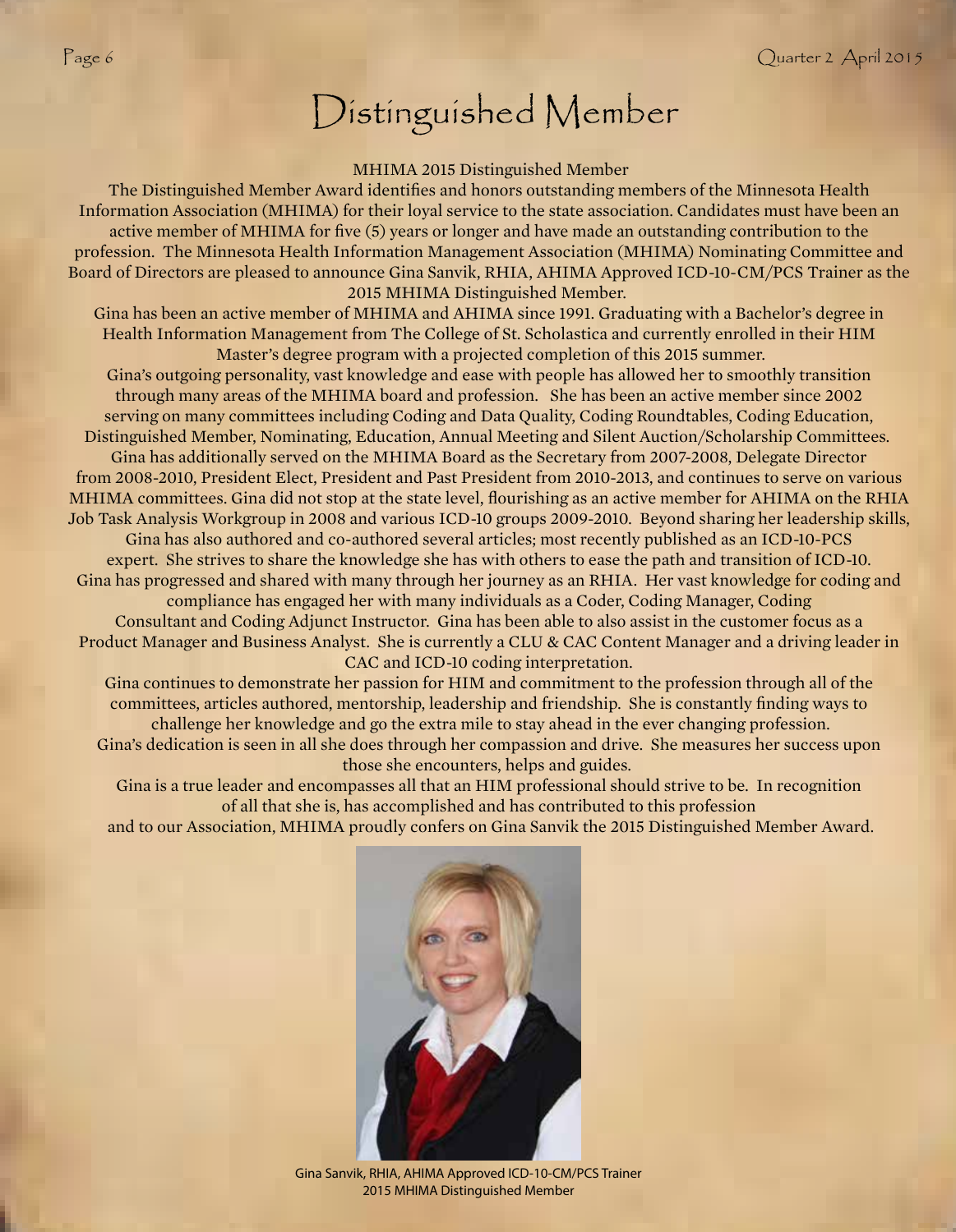# Distinguished Member

MHIMA 2015 Distinguished Member

The Distinguished Member Award identifies and honors outstanding members of the Minnesota Health Information Association (MHIMA) for their loyal service to the state association. Candidates must have been an active member of MHIMA for five (5) years or longer and have made an outstanding contribution to the profession. The Minnesota Health Information Management Association (MHIMA) Nominating Committee and Board of Directors are pleased to announce Gina Sanvik, RHIA, AHIMA Approved ICD-10-CM/PCS Trainer as the 2015 MHIMA Distinguished Member.

Gina has been an active member of MHIMA and AHIMA since 1991. Graduating with a Bachelor's degree in Health Information Management from The College of St. Scholastica and currently enrolled in their HIM Master's degree program with a projected completion of this 2015 summer.

Gina's outgoing personality, vast knowledge and ease with people has allowed her to smoothly transition through many areas of the MHIMA board and profession. She has been an active member since 2002 serving on many committees including Coding and Data Quality, Coding Roundtables, Coding Education, Distinguished Member, Nominating, Education, Annual Meeting and Silent Auction/Scholarship Committees. Gina has additionally served on the MHIMA Board as the Secretary from 2007-2008, Delegate Director from 2008-2010, President Elect, President and Past President from 2010-2013, and continues to serve on various MHIMA committees. Gina did not stop at the state level, flourishing as an active member for AHIMA on the RHIA Job Task Analysis Workgroup in 2008 and various ICD-10 groups 2009-2010. Beyond sharing her leadership skills, Gina has also authored and co-authored several articles; most recently published as an ICD-10-PCS expert. She strives to share the knowledge she has with others to ease the path and transition of ICD-10. Gina has progressed and shared with many through her journey as an RHIA. Her vast knowledge for coding and compliance has engaged her with many individuals as a Coder, Coding Manager, Coding Consultant and Coding Adjunct Instructor. Gina has been able to also assist in the customer focus as a Product Manager and Business Analyst. She is currently a CLU & CAC Content Manager and a driving leader in CAC and ICD-10 coding interpretation.

Gina continues to demonstrate her passion for HIM and commitment to the profession through all of the committees, articles authored, mentorship, leadership and friendship. She is constantly finding ways to challenge her knowledge and go the extra mile to stay ahead in the ever changing profession.

Gina's dedication is seen in all she does through her compassion and drive. She measures her success upon those she encounters, helps and guides.

Gina is a true leader and encompasses all that an HIM professional should strive to be. In recognition of all that she is, has accomplished and has contributed to this profession and to our Association, MHIMA proudly confers on Gina Sanvik the 2015 Distinguished Member Award.

Gina Sanvik, RHIA, AHIMA Approved ICD-10-CM/PCS Trainer
2015 MHIMA Distinguished Member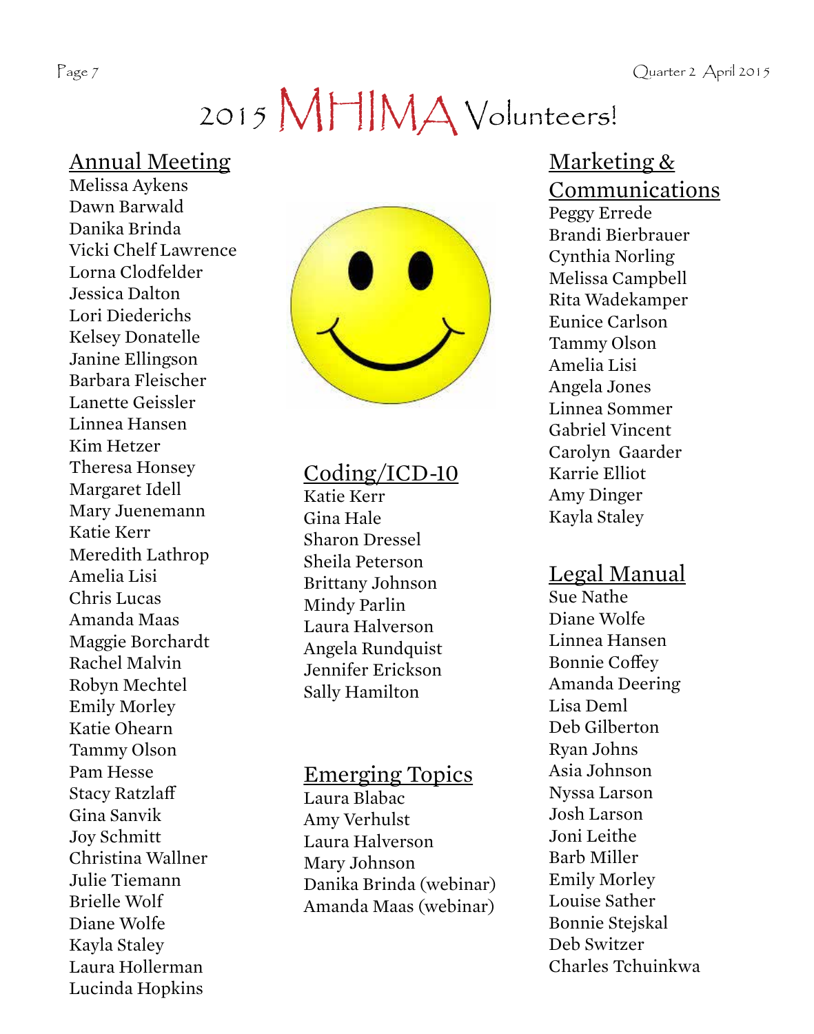# 2015 MHIMA Volunteers!

## Annual Meeting

Melissa Aykens
Dawn Barwald
Danika Brinda
Vicki Chelf Lawrence
Lorna Clodfelder
Jessica Dalton
Lori Diederichs
Kelsey Donatelle
Janine Ellingson
Barbara Fleischer
Lanette Geissler
Linnea Hansen
Kim Hetzer
Theresa Honsey
Margaret Idell
Mary Juenemann
Katie Kerr
Meredith Lathrop
Amelia Lisi
Chris Lucas
Amanda Maas
Maggie Borchardt
Rachel Malvin
Robyn Mechtel
Emily Morley
Katie Ohearn
Tammy Olson
Pam Hesse
Stacy Ratzlaff
Gina Sanvik
Joy Schmitt
Christina Wallner
Julie Tiemann
Brielle Wolf
Diane Wolfe
Kayla Staley
Laura Hollerman
Lucinda Hopkins

## Coding/ICD-10

Katie Kerr
Gina Hale
Sharon Dressel
Sheila Peterson
Brittany Johnson
Mindy Parlin
Laura Halverson
Angela Rundquist
Jennifer Erickson
Sally Hamilton

## Emerging Topics

Laura Blabac
Amy Verhulst
Laura Halverson
Mary Johnson
Danika Brinda (webinar)
Amanda Maas (webinar)

## Marketing & Communications

Peggy Errede
Brandi Bierbrauer
Cynthia Norling
Melissa Campbell
Rita Wadekamper
Eunice Carlson
Tammy Olson
Amelia Lisi
Angela Jones
Linnea Sommer
Gabriel Vincent
Carolyn Gaarder
Karrie Elliot
Amy Dinger
Kayla Staley

## Legal Manual

Sue Nathe
Diane Wolfe
Linnea Hansen
Bonnie Coffey
Amanda Deering
Lisa Deml
Deb Gilberton
Ryan Johns
Asia Johnson
Nyssa Larson
Josh Larson
Joni Leithe
Barb Miller
Emily Morley
Louise Sather
Bonnie Stejskal
Deb Switzer
Charles Tchuinkwa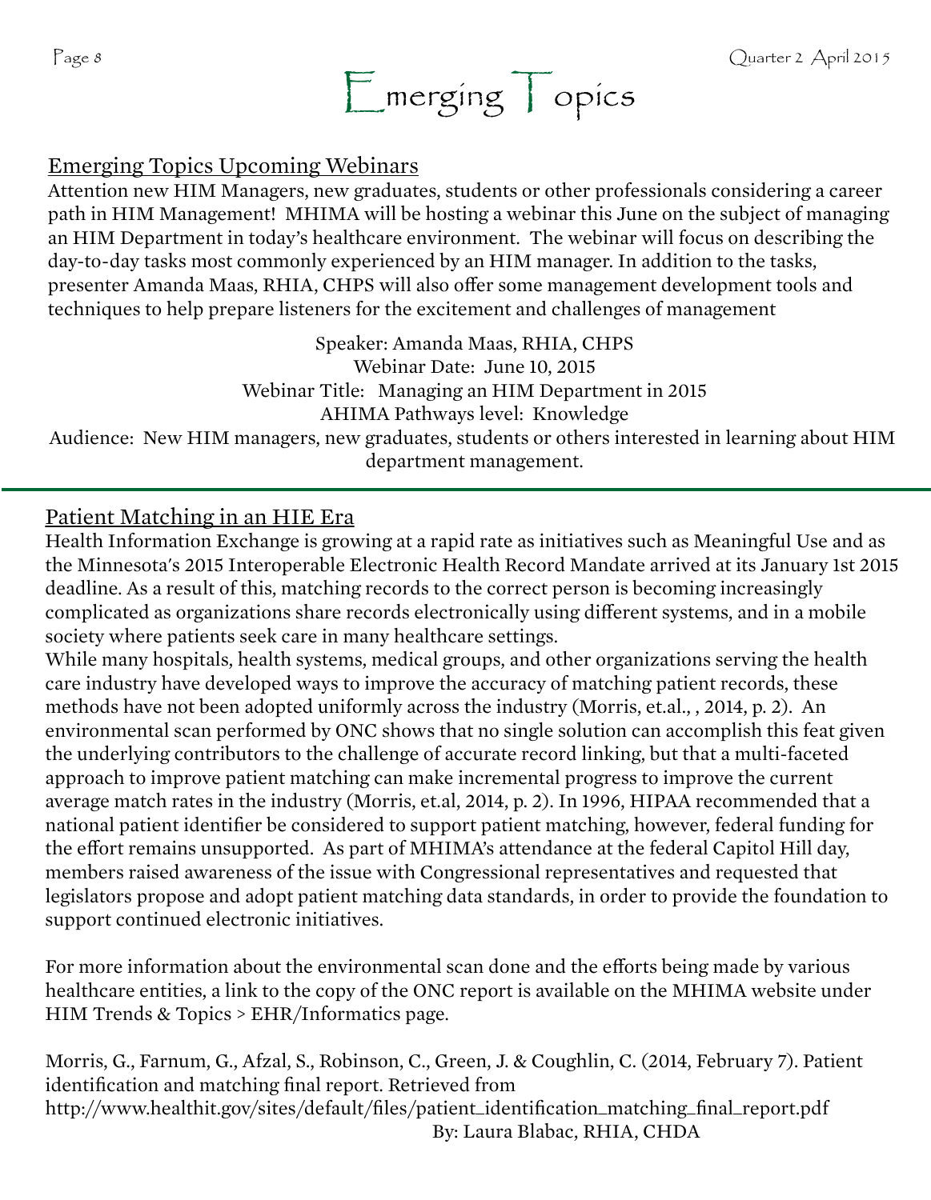# Emerging Topics

## Emerging Topics Upcoming Webinars

Attention new HIM Managers, new graduates, students or other professionals considering a career path in HIM Management! MHIMA will be hosting a webinar this June on the subject of managing an HIM Department in today's healthcare environment. The webinar will focus on describing the day-to-day tasks most commonly experienced by an HIM manager. In addition to the tasks, presenter Amanda Maas, RHIA, CHPS will also offer some management development tools and techniques to help prepare listeners for the excitement and challenges of management

Speaker: Amanda Maas, RHIA, CHPS
Webinar Date: June 10, 2015
Webinar Title: Managing an HIM Department in 2015
AHIMA Pathways level: Knowledge
Audience: New HIM managers, new graduates, students or others interested in learning about HIM department management.

---

## Patient Matching in an HIE Era

Health Information Exchange is growing at a rapid rate as initiatives such as Meaningful Use and as the Minnesota's 2015 Interoperable Electronic Health Record Mandate arrived at its January 1st 2015 deadline. As a result of this, matching records to the correct person is becoming increasingly complicated as organizations share records electronically using different systems, and in a mobile society where patients seek care in many healthcare settings.

While many hospitals, health systems, medical groups, and other organizations serving the health care industry have developed ways to improve the accuracy of matching patient records, these methods have not been adopted uniformly across the industry (Morris, et.al., , 2014, p. 2). An environmental scan performed by ONC shows that no single solution can accomplish this feat given the underlying contributors to the challenge of accurate record linking, but that a multi-faceted approach to improve patient matching can make incremental progress to improve the current average match rates in the industry (Morris, et.al, 2014, p. 2). In 1996, HIPAA recommended that a national patient identifier be considered to support patient matching, however, federal funding for the effort remains unsupported. As part of MHIMA's attendance at the federal Capitol Hill day, members raised awareness of the issue with Congressional representatives and requested that legislators propose and adopt patient matching data standards, in order to provide the foundation to support continued electronic initiatives.

For more information about the environmental scan done and the efforts being made by various healthcare entities, a link to the copy of the ONC report is available on the MHIMA website under HIM Trends & Topics > EHR/Informatics page.

Morris, G., Farnum, G., Afzal, S., Robinson, C., Green, J. & Coughlin, C. (2014, February 7). Patient identification and matching final report. Retrieved from http://www.healthit.gov/sites/default/files/patient_identification_matching_final_report.pdf

By: Laura Blabac, RHIA, CHDA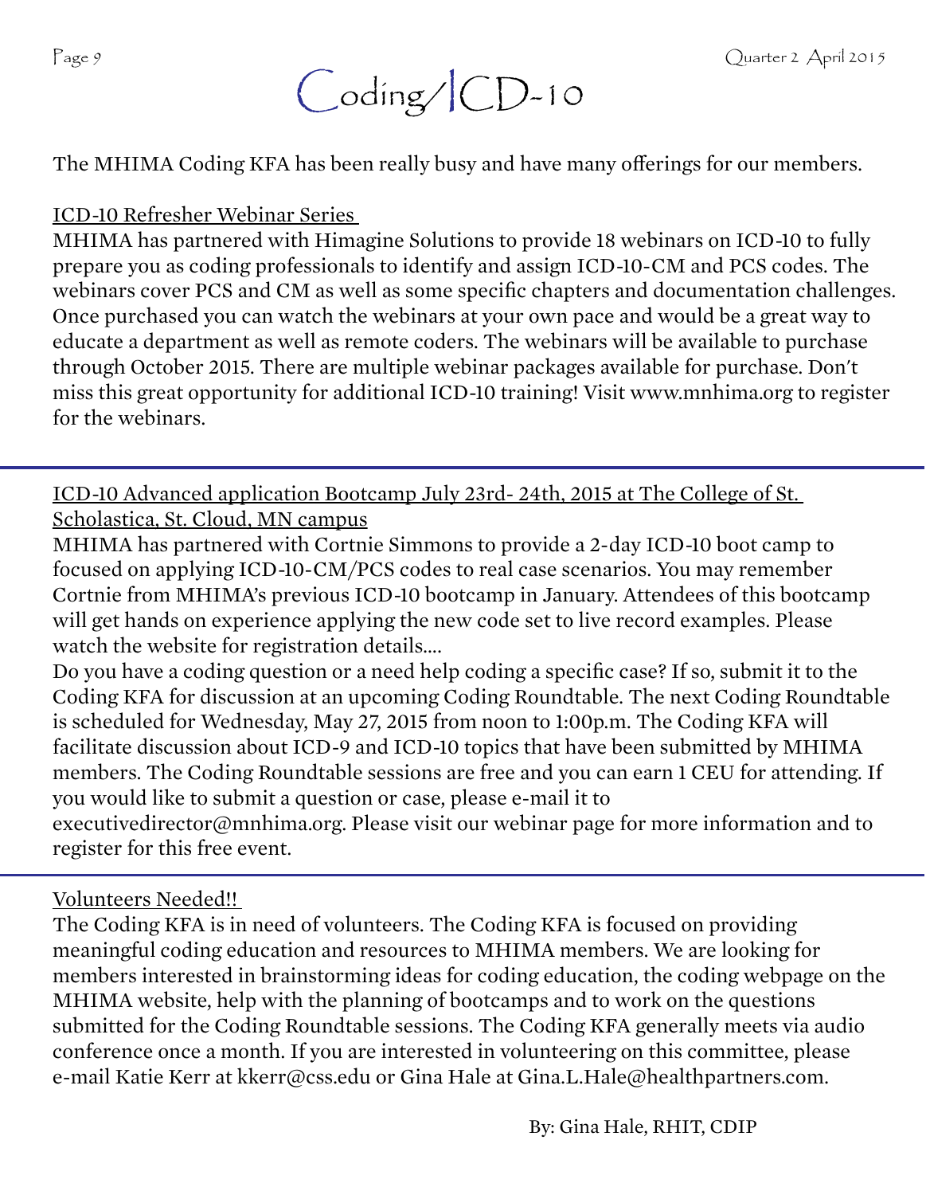# Coding/ICD-10

The MHIMA Coding KFA has been really busy and have many offerings for our members.

## ICD-10 Refresher Webinar Series

MHIMA has partnered with Himagine Solutions to provide 18 webinars on ICD-10 to fully prepare you as coding professionals to identify and assign ICD-10-CM and PCS codes. The webinars cover PCS and CM as well as some specific chapters and documentation challenges. Once purchased you can watch the webinars at your own pace and would be a great way to educate a department as well as remote coders. The webinars will be available to purchase through October 2015. There are multiple webinar packages available for purchase. Don't miss this great opportunity for additional ICD-10 training! Visit www.mnhima.org to register for the webinars.

---

## ICD-10 Advanced application Bootcamp July 23rd- 24th, 2015 at The College of St. Scholastica, St. Cloud, MN campus

MHIMA has partnered with Cortnie Simmons to provide a 2-day ICD-10 boot camp to focused on applying ICD-10-CM/PCS codes to real case scenarios. You may remember Cortnie from MHIMA's previous ICD-10 bootcamp in January. Attendees of this bootcamp will get hands on experience applying the new code set to live record examples. Please watch the website for registration details….

Do you have a coding question or a need help coding a specific case? If so, submit it to the Coding KFA for discussion at an upcoming Coding Roundtable. The next Coding Roundtable is scheduled for Wednesday, May 27, 2015 from noon to 1:00p.m. The Coding KFA will facilitate discussion about ICD-9 and ICD-10 topics that have been submitted by MHIMA members. The Coding Roundtable sessions are free and you can earn 1 CEU for attending. If you would like to submit a question or case, please e-mail it to executivedirector@mnhima.org. Please visit our webinar page for more information and to register for this free event.

---

## Volunteers Needed!!

The Coding KFA is in need of volunteers. The Coding KFA is focused on providing meaningful coding education and resources to MHIMA members. We are looking for members interested in brainstorming ideas for coding education, the coding webpage on the MHIMA website, help with the planning of bootcamps and to work on the questions submitted for the Coding Roundtable sessions. The Coding KFA generally meets via audio conference once a month. If you are interested in volunteering on this committee, please e-mail Katie Kerr at kkerr@css.edu or Gina Hale at Gina.L.Hale@healthpartners.com.

By: Gina Hale, RHIT, CDIP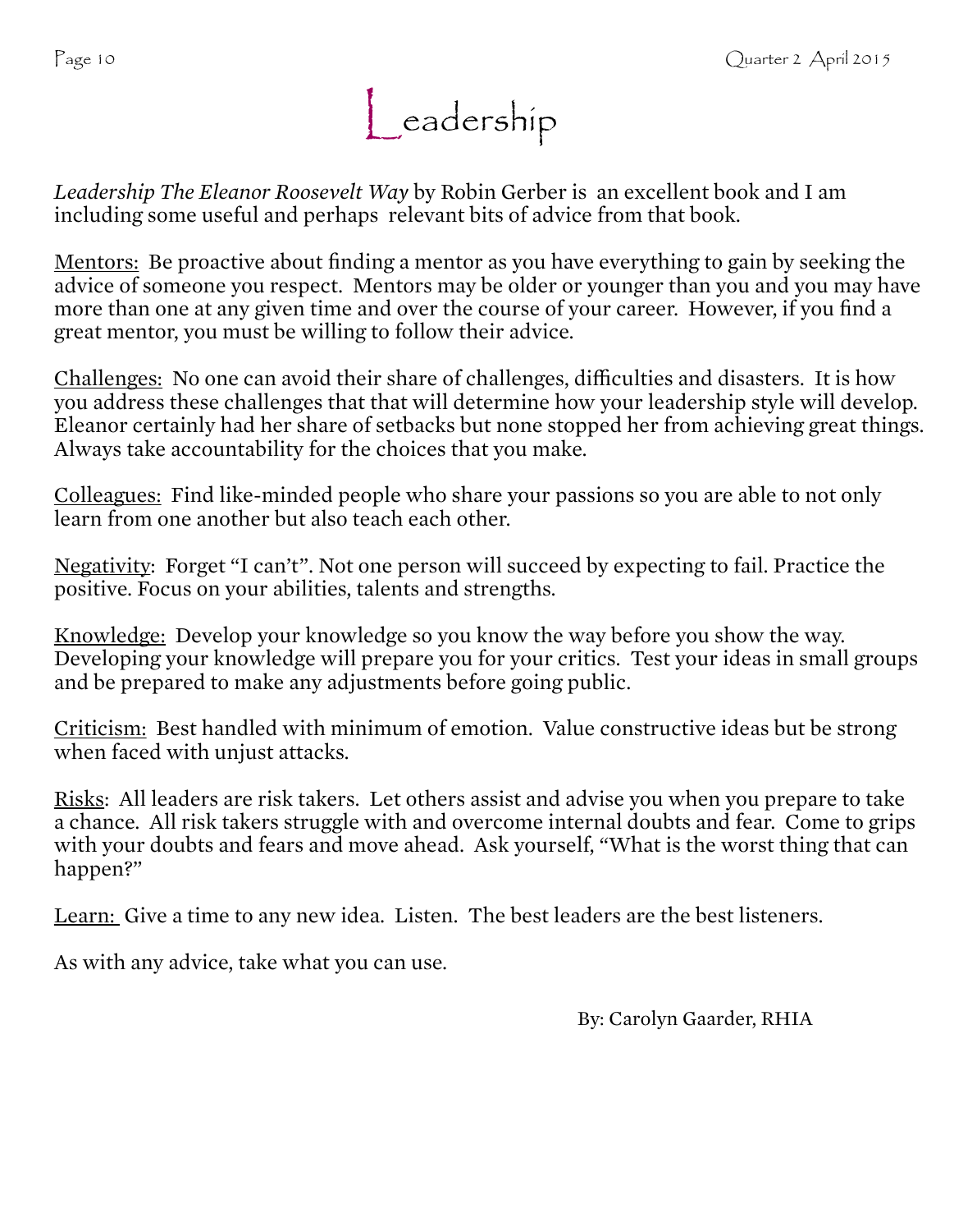# Leadership

*Leadership The Eleanor Roosevelt Way* by Robin Gerber is an excellent book and I am including some useful and perhaps relevant bits of advice from that book.

<u>Mentors:</u> Be proactive about finding a mentor as you have everything to gain by seeking the advice of someone you respect. Mentors may be older or younger than you and you may have more than one at any given time and over the course of your career. However, if you find a great mentor, you must be willing to follow their advice.

<u>Challenges:</u> No one can avoid their share of challenges, difficulties and disasters. It is how you address these challenges that that will determine how your leadership style will develop. Eleanor certainly had her share of setbacks but none stopped her from achieving great things. Always take accountability for the choices that you make.

<u>Colleagues:</u> Find like-minded people who share your passions so you are able to not only learn from one another but also teach each other.

<u>Negativity</u>: Forget "I can't". Not one person will succeed by expecting to fail. Practice the positive. Focus on your abilities, talents and strengths.

<u>Knowledge:</u> Develop your knowledge so you know the way before you show the way. Developing your knowledge will prepare you for your critics. Test your ideas in small groups and be prepared to make any adjustments before going public.

<u>Criticism:</u> Best handled with minimum of emotion. Value constructive ideas but be strong when faced with unjust attacks.

<u>Risks</u>: All leaders are risk takers. Let others assist and advise you when you prepare to take a chance. All risk takers struggle with and overcome internal doubts and fear. Come to grips with your doubts and fears and move ahead. Ask yourself, "What is the worst thing that can happen?"

<u>Learn:</u> Give a time to any new idea. Listen. The best leaders are the best listeners.

As with any advice, take what you can use.

By: Carolyn Gaarder, RHIA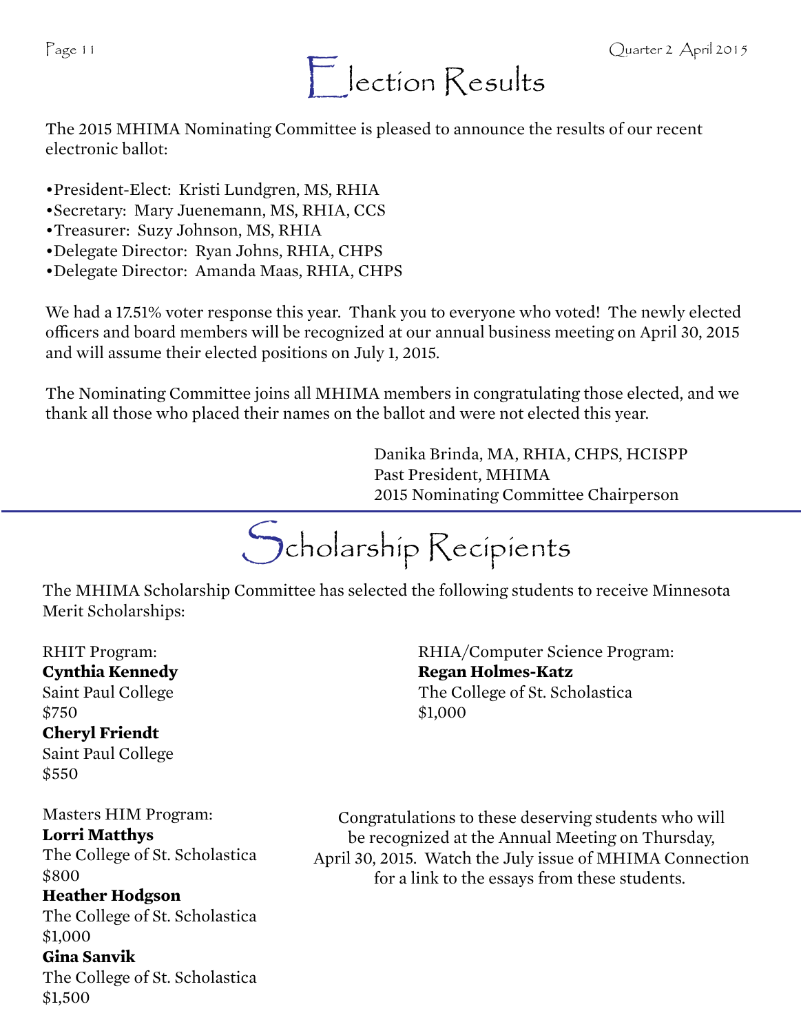# Election Results

The 2015 MHIMA Nominating Committee is pleased to announce the results of our recent electronic ballot:

- President-Elect: Kristi Lundgren, MS, RHIA
- Secretary: Mary Juenemann, MS, RHIA, CCS
- Treasurer: Suzy Johnson, MS, RHIA
- Delegate Director: Ryan Johns, RHIA, CHPS
- Delegate Director: Amanda Maas, RHIA, CHPS

We had a 17.51% voter response this year. Thank you to everyone who voted! The newly elected officers and board members will be recognized at our annual business meeting on April 30, 2015 and will assume their elected positions on July 1, 2015.

The Nominating Committee joins all MHIMA members in congratulating those elected, and we thank all those who placed their names on the ballot and were not elected this year.

Danika Brinda, MA, RHIA, CHPS, HCISPP
Past President, MHIMA
2015 Nominating Committee Chairperson

# Scholarship Recipients

The MHIMA Scholarship Committee has selected the following students to receive Minnesota Merit Scholarships:

RHIT Program:

**Cynthia Kennedy**
Saint Paul College
$750

**Cheryl Friendt**
Saint Paul College
$550

Masters HIM Program:

**Lorri Matthys**
The College of St. Scholastica
$800

**Heather Hodgson**
The College of St. Scholastica
$1,000

**Gina Sanvik**
The College of St. Scholastica
$1,500

RHIA/Computer Science Program:

**Regan Holmes-Katz**
The College of St. Scholastica
$1,000

Congratulations to these deserving students who will be recognized at the Annual Meeting on Thursday, April 30, 2015. Watch the July issue of MHIMA Connection for a link to the essays from these students.